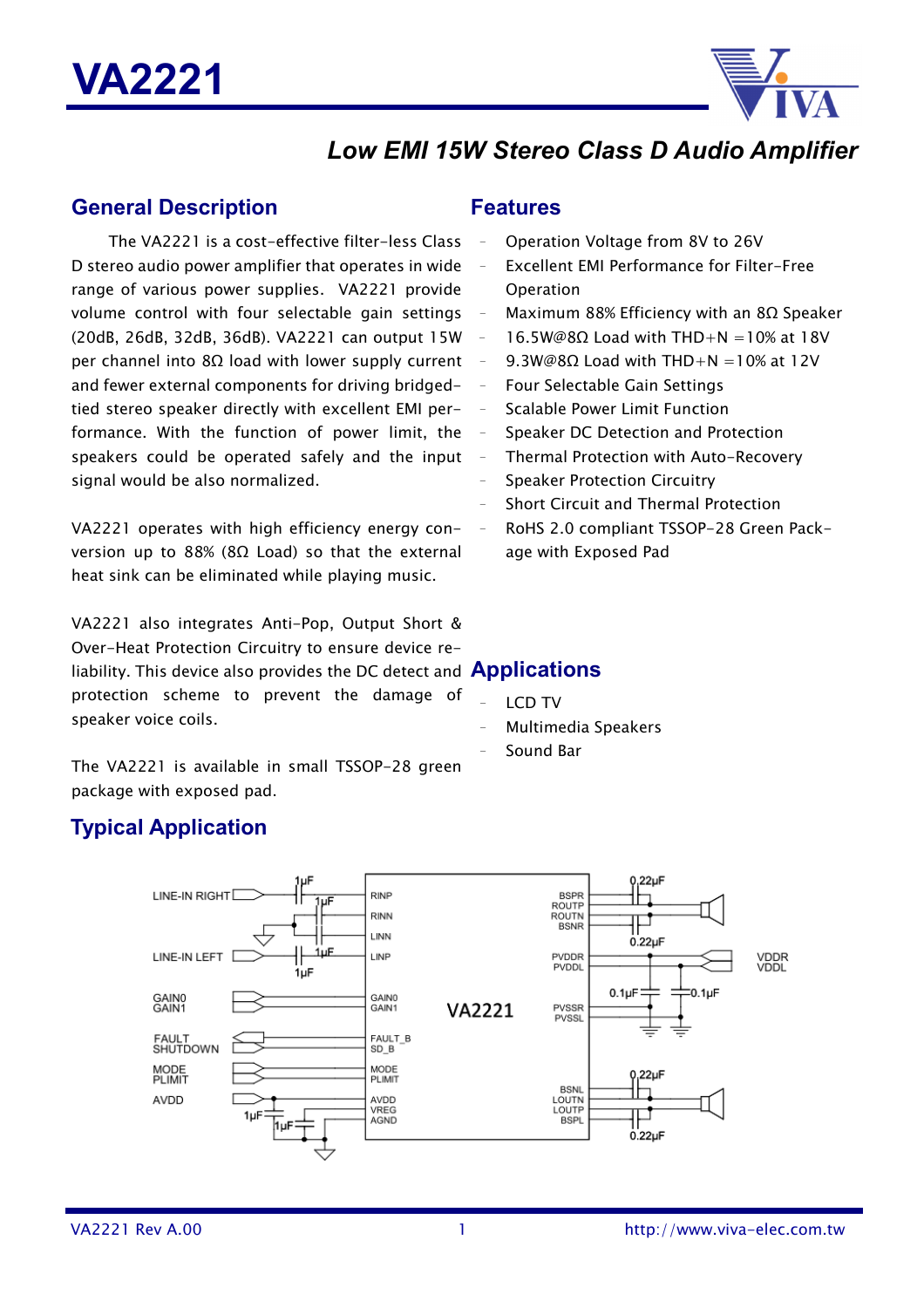# VA2221

## *Low EMI 15W Stereo Class D Audio Amplifier*

## General Description

The VA2221 is a cost-effective filter-less Class D stereo audio power amplifier that operates in wide range of various power supplies. VA2221 provide volume control with four selectable gain settings (20dB, 26dB, 32dB, 36dB). VA2221 can output 15W per channel into 8Ω load with lower supply current and fewer external components for driving bridged-tied stereo speaker directly with excellent EMI performance. With the function of power limit, the speakers could be operated safely and the input signal would be also normalized.

VA2221 operates with high efficiency energy conversion up to 88% (8Ω Load) so that the external heat sink can be eliminated while playing music.

VA2221 also integrates Anti-Pop, Output Short & Over-Heat Protection Circuitry to ensure device reliability. This device also provides the DC detect and protection scheme to prevent the damage of speaker voice coils.

The VA2221 is available in small TSSOP-28 green package with exposed pad.

## Features

- Operation Voltage from 8V to 26V
- Excellent EMI Performance for Filter-Free Operation
- Maximum 88% Efficiency with an 8Ω Speaker
- 16.5W@8Ω Load with THD+N =10% at 18V
- 9.3W@8Ω Load with THD+N =10% at 12V
- Four Selectable Gain Settings
- Scalable Power Limit Function
- Speaker DC Detection and Protection
- Thermal Protection with Auto-Recovery
- Speaker Protection Circuitry
- Short Circuit and Thermal Protection
- RoHS 2.0 compliant TSSOP-28 Green Package with Exposed Pad

## Applications

- LCD TV
- Multimedia Speakers
- Sound Bar

## Typical Application

LINE-IN RIGHT, LINE-IN LEFT, GAIN0, GAIN1, FAULT, SHUTDOWN, MODE, PLIMIT, AVDD, 1μF, RINP, RINN, LINN, LINP, GAIN0, GAIN1, FAULT_B, SD_B, MODE, PLIMIT, AVDD, VREG, AGND, VA2221, BSPR, ROUTP, ROUTN, BSNR, PVDDR, PVDDL, PVSSR, PVSSL, BSNL, LOUTN, LOUTP, BSPL, 0.22μF, 0.1μF, VDDR, VDDL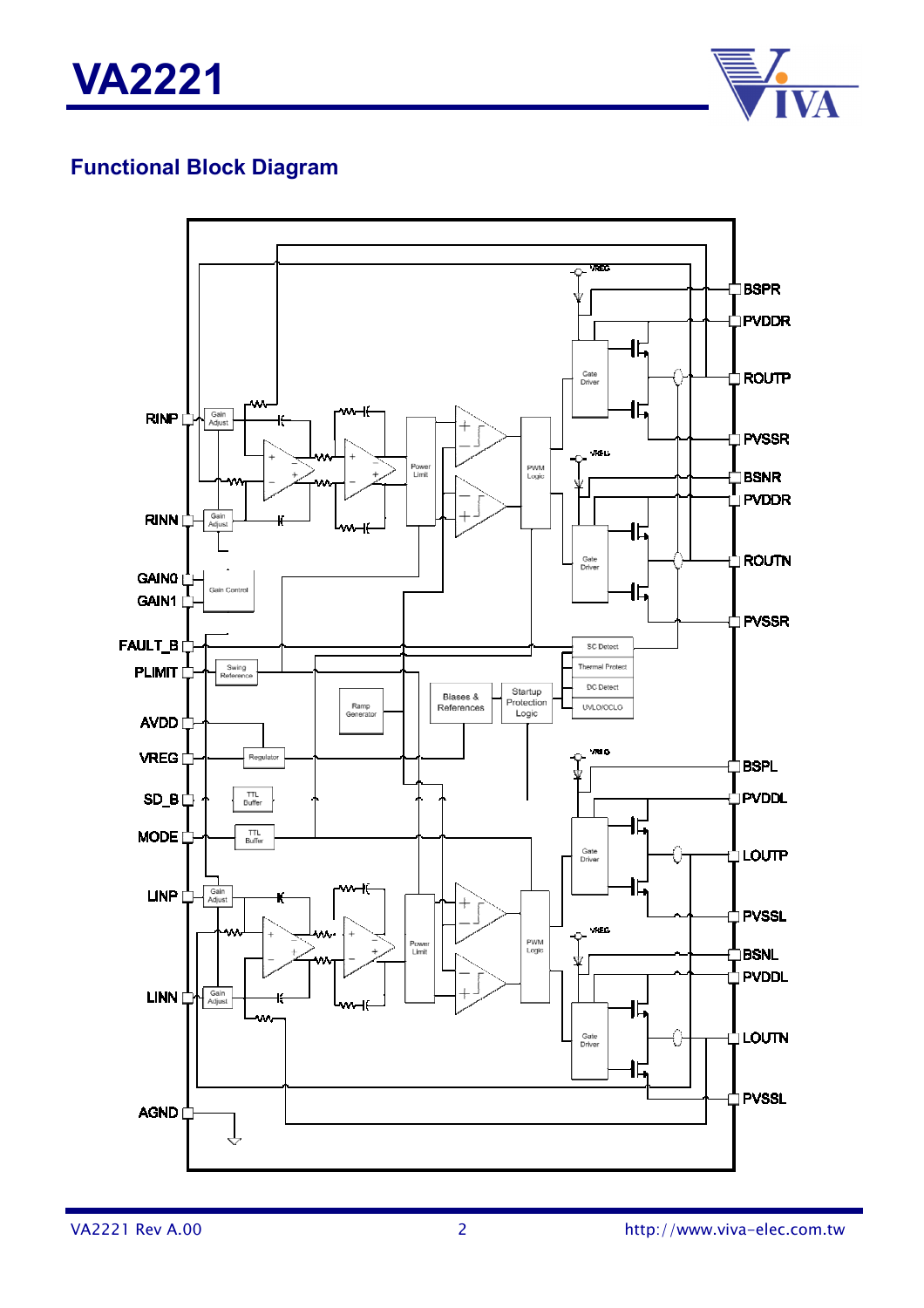## Functional Block Diagram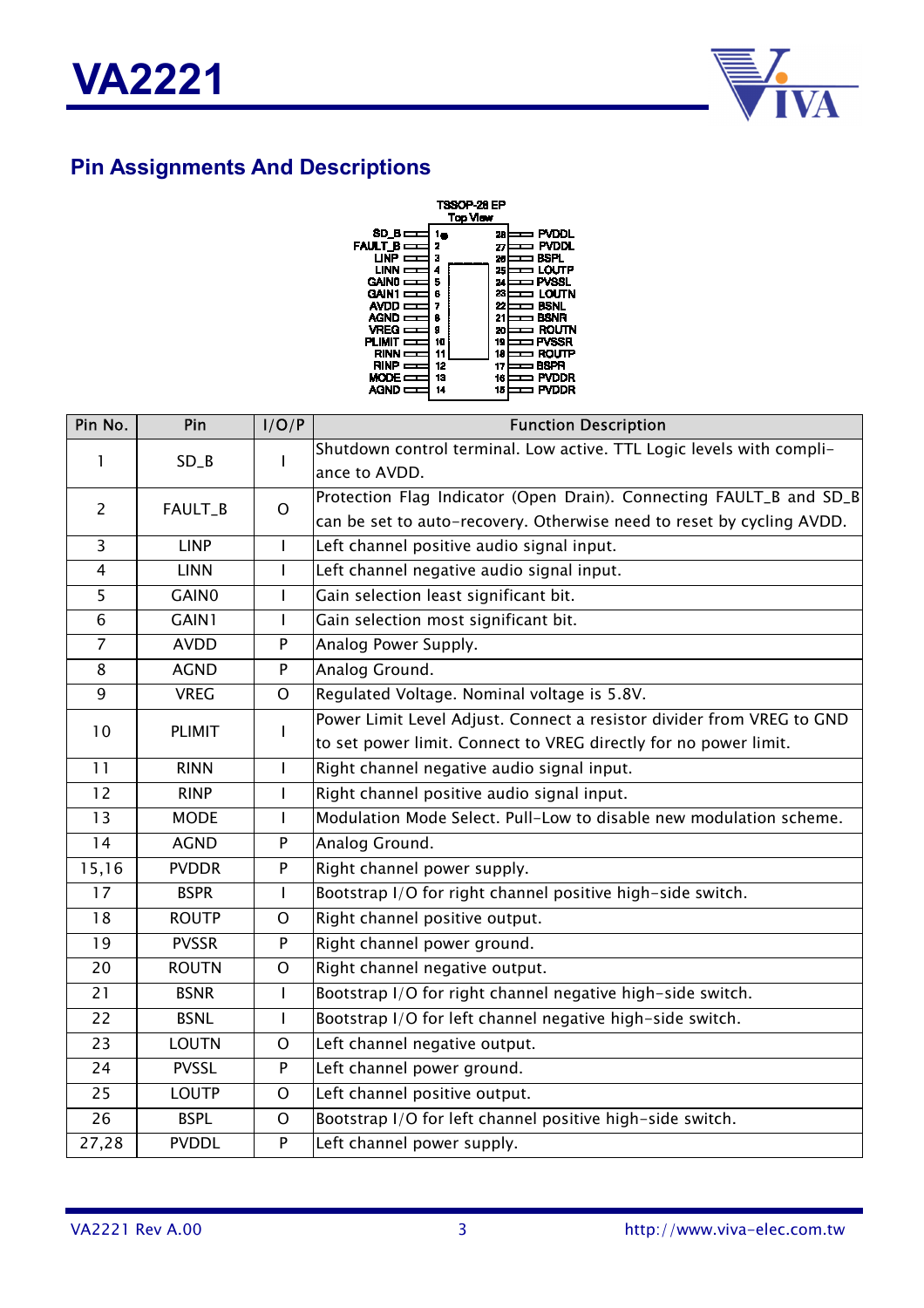## Pin Assignments And Descriptions

TSSOP-28 EP
Top View

| Pin No. | Pin | I/O/P | Function Description |
|---|---|---|---|
| 1 | SD_B | I | Shutdown control terminal. Low active. TTL Logic levels with compliance to AVDD. |
| 2 | FAULT_B | O | Protection Flag Indicator (Open Drain). Connecting FAULT_B and SD_B can be set to auto-recovery. Otherwise need to reset by cycling AVDD. |
| 3 | LINP | I | Left channel positive audio signal input. |
| 4 | LINN | I | Left channel negative audio signal input. |
| 5 | GAIN0 | I | Gain selection least significant bit. |
| 6 | GAIN1 | I | Gain selection most significant bit. |
| 7 | AVDD | P | Analog Power Supply. |
| 8 | AGND | P | Analog Ground. |
| 9 | VREG | O | Regulated Voltage. Nominal voltage is 5.8V. |
| 10 | PLIMIT | I | Power Limit Level Adjust. Connect a resistor divider from VREG to GND to set power limit. Connect to VREG directly for no power limit. |
| 11 | RINN | I | Right channel negative audio signal input. |
| 12 | RINP | I | Right channel positive audio signal input. |
| 13 | MODE | I | Modulation Mode Select. Pull-Low to disable new modulation scheme. |
| 14 | AGND | P | Analog Ground. |
| 15,16 | PVDDR | P | Right channel power supply. |
| 17 | BSPR | I | Bootstrap I/O for right channel positive high-side switch. |
| 18 | ROUTP | O | Right channel positive output. |
| 19 | PVSSR | P | Right channel power ground. |
| 20 | ROUTN | O | Right channel negative output. |
| 21 | BSNR | I | Bootstrap I/O for right channel negative high-side switch. |
| 22 | BSNL | I | Bootstrap I/O for left channel negative high-side switch. |
| 23 | LOUTN | O | Left channel negative output. |
| 24 | PVSSL | P | Left channel power ground. |
| 25 | LOUTP | O | Left channel positive output. |
| 26 | BSPL | O | Bootstrap I/O for left channel positive high-side switch. |
| 27,28 | PVDDL | P | Left channel power supply. |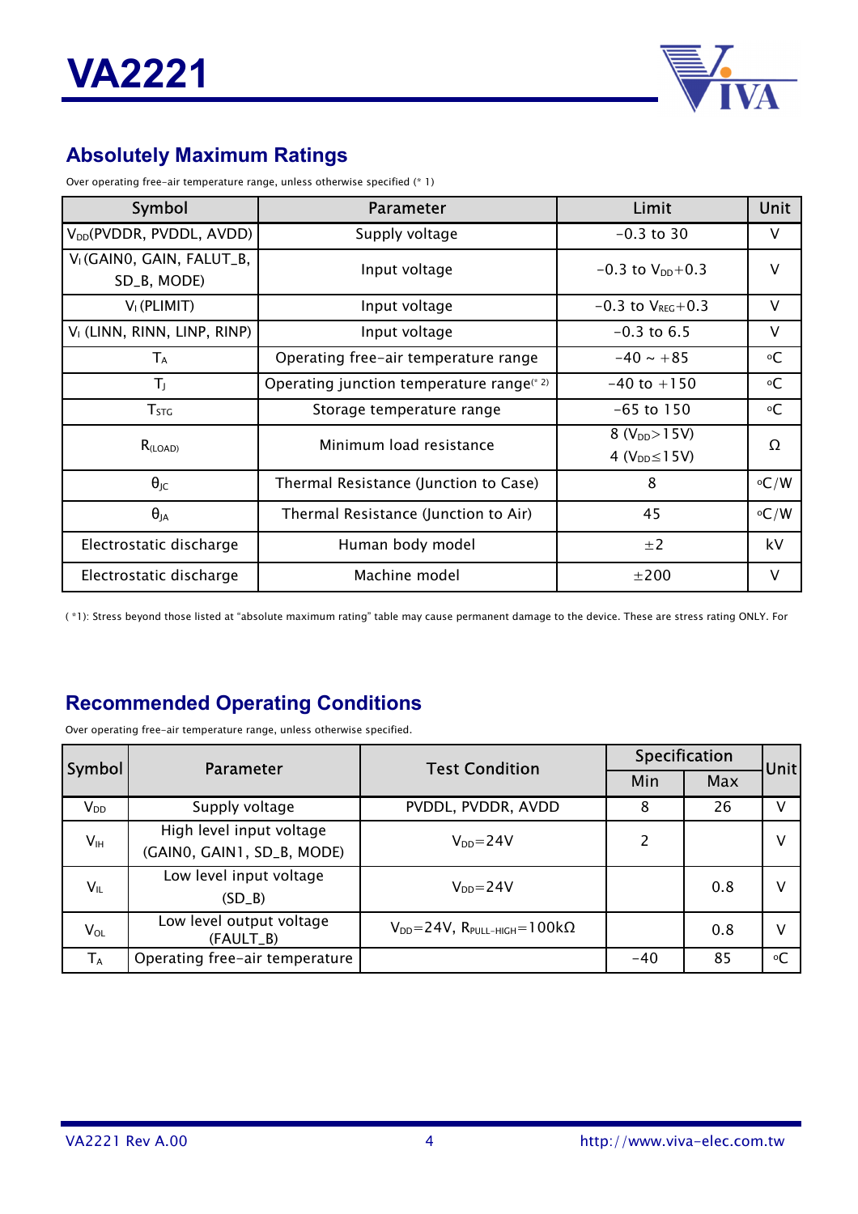## Absolutely Maximum Ratings

Over operating free-air temperature range, unless otherwise specified (* 1)

| Symbol | Parameter | Limit | Unit |
|---|---|---|---|
| $V_{DD}$(PVDDR, PVDDL, AVDD) | Supply voltage | -0.3 to 30 | V |
| $V_I$ (GAIN0, GAIN, FALUT_B, SD_B, MODE) | Input voltage | -0.3 to $V_{DD}$+0.3 | V |
| $V_I$ (PLIMIT) | Input voltage | -0.3 to $V_{REG}$+0.3 | V |
| $V_I$ (LINN, RINN, LINP, RINP) | Input voltage | -0.3 to 6.5 | V |
| $T_A$ | Operating free-air temperature range | -40 ~ +85 | °C |
| $T_J$ | Operating junction temperature range(* 2) | -40 to +150 | °C |
| $T_{STG}$ | Storage temperature range | -65 to 150 | °C |
| $R_{(LOAD)}$ | Minimum load resistance | 8 ($V_{DD}$>15V) 4 ($V_{DD}$≤15V) | Ω |
| $θ_{JC}$ | Thermal Resistance (Junction to Case) | 8 | °C/W |
| $θ_{JA}$ | Thermal Resistance (Junction to Air) | 45 | °C/W |
| Electrostatic discharge | Human body model | ±2 | kV |
| Electrostatic discharge | Machine model | ±200 | V |

( *1): Stress beyond those listed at "absolute maximum rating" table may cause permanent damage to the device. These are stress rating ONLY. For

## Recommended Operating Conditions

Over operating free-air temperature range, unless otherwise specified.

| Symbol | Parameter | Test Condition | Specification | | Unit |
|---|---|---|---|---|---|
| | | | Min | Max | |
| $V_{DD}$ | Supply voltage | PVDDL, PVDDR, AVDD | 8 | 26 | V |
| $V_{IH}$ | High level input voltage (GAIN0, GAIN1, SD_B, MODE) | $V_{DD}$=24V | 2 | | V |
| $V_{IL}$ | Low level input voltage (SD_B) | $V_{DD}$=24V | | 0.8 | V |
| $V_{OL}$ | Low level output voltage (FAULT_B) | $V_{DD}$=24V, $R_{PULL-HIGH}$=100kΩ | | 0.8 | V |
| $T_A$ | Operating free-air temperature | | -40 | 85 | °C |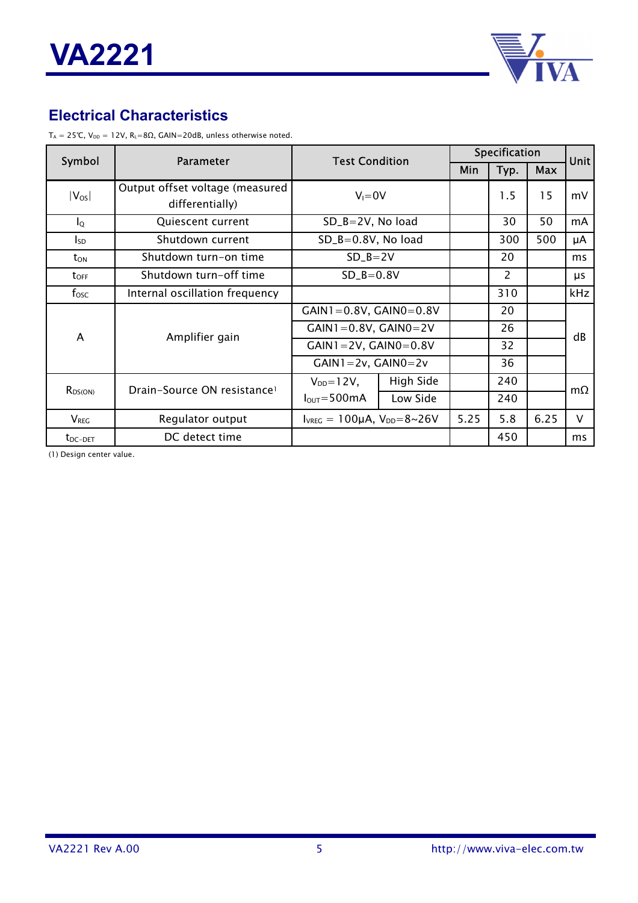## Electrical Characteristics

$T_A$ = 25℃, $V_{DD}$ = 12V, $R_L$=8Ω, GAIN=20dB, unless otherwise noted.

| Symbol | Parameter | Test Condition | | Specification | | | Unit |
|---|---|---|---|---|---|---|---|
| | | | | Min | Typ. | Max | |
| $\lvert V_{OS}\rvert$ | Output offset voltage (measured differentially) | $V_I$=0V | | | 1.5 | 15 | mV |
| $I_Q$ | Quiescent current | SD_B=2V, No load | | | 30 | 50 | mA |
| $I_{SD}$ | Shutdown current | SD_B=0.8V, No load | | | 300 | 500 | μA |
| $t_{ON}$ | Shutdown turn-on time | SD_B=2V | | | 20 | | ms |
| $t_{OFF}$ | Shutdown turn-off time | SD_B=0.8V | | | 2 | | μs |
| $f_{OSC}$ | Internal oscillation frequency | | | | 310 | | kHz |
| A | Amplifier gain | GAIN1=0.8V, GAIN0=0.8V | | | 20 | | dB |
| | | GAIN1=0.8V, GAIN0=2V | | | 26 | | |
| | | GAIN1=2V, GAIN0=0.8V | | | 32 | | |
| | | GAIN1=2v, GAIN0=2v | | | 36 | | |
| $R_{DS(ON)}$ | Drain-Source ON resistance[1] | $V_{DD}$=12V, $I_{OUT}$=500mA | High Side | | 240 | | mΩ |
| | | | Low Side | | 240 | | |
| $V_{REG}$ | Regulator output | $I_{VREG}$ = 100μA, $V_{DD}$=8~26V | | 5.25 | 5.8 | 6.25 | V |
| $t_{DC-DET}$ | DC detect time | | | | 450 | | ms |

(1) Design center value.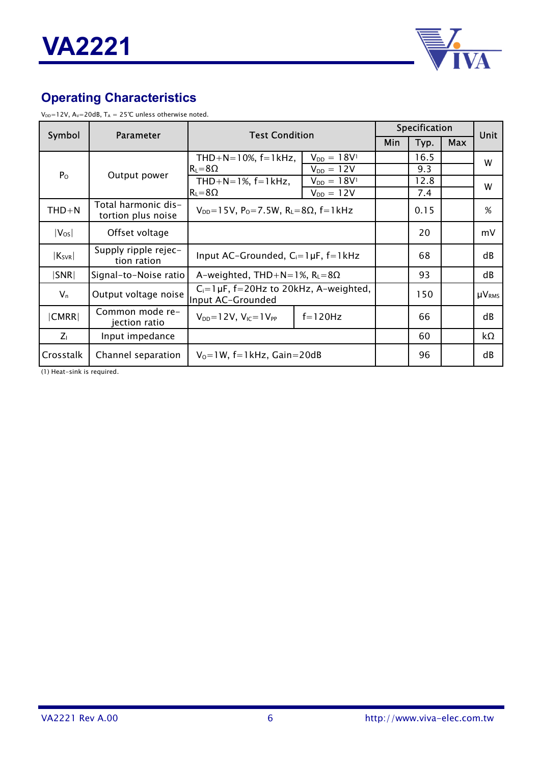## Operating Characteristics

$V_{DD}$=12V, $A_V$=20dB, $T_A$ = 25℃ unless otherwise noted.

| Symbol | Parameter | Test Condition | | Specification | | | Unit |
|---|---|---|---|---|---|---|---|
| | | | | Min | Typ. | Max | |
| $P_O$ | Output power | THD+N=10%, f=1kHz, $R_L$=8Ω | $V_{DD}$ = 18V[1] | | 16.5 | | W |
| | | | $V_{DD}$ = 12V | | 9.3 | | |
| | | THD+N=1%, f=1kHz, $R_L$=8Ω | $V_{DD}$ = 18V[1] | | 12.8 | | W |
| | | | $V_{DD}$ = 12V | | 7.4 | | |
| THD+N | Total harmonic distortion plus noise | $V_{DD}$=15V, $P_O$=7.5W, $R_L$=8Ω, f=1kHz | | | 0.15 | | % |
| $\|V_{OS}\|$ | Offset voltage | | | | 20 | | mV |
| $\|K_{SVR}\|$ | Supply ripple rejection ration | Input AC-Grounded, $C_i$=1μF, f=1kHz | | | 68 | | dB |
| \|SNR\| | Signal-to-Noise ratio | A-weighted, THD+N=1%, $R_L$=8Ω | | | 93 | | dB |
| $V_n$ | Output voltage noise | $C_i$=1μF, f=20Hz to 20kHz, A-weighted, Input AC-Grounded | | | 150 | | $\mu V_{RMS}$ |
| \|CMRR\| | Common mode rejection ratio | $V_{DD}$=12V, $V_{IC}$=1$V_{PP}$ | f=120Hz | | 66 | | dB |
| $Z_I$ | Input impedance | | | | 60 | | kΩ |
| Crosstalk | Channel separation | $V_O$=1W, f=1kHz, Gain=20dB | | | 96 | | dB |

(1) Heat-sink is required.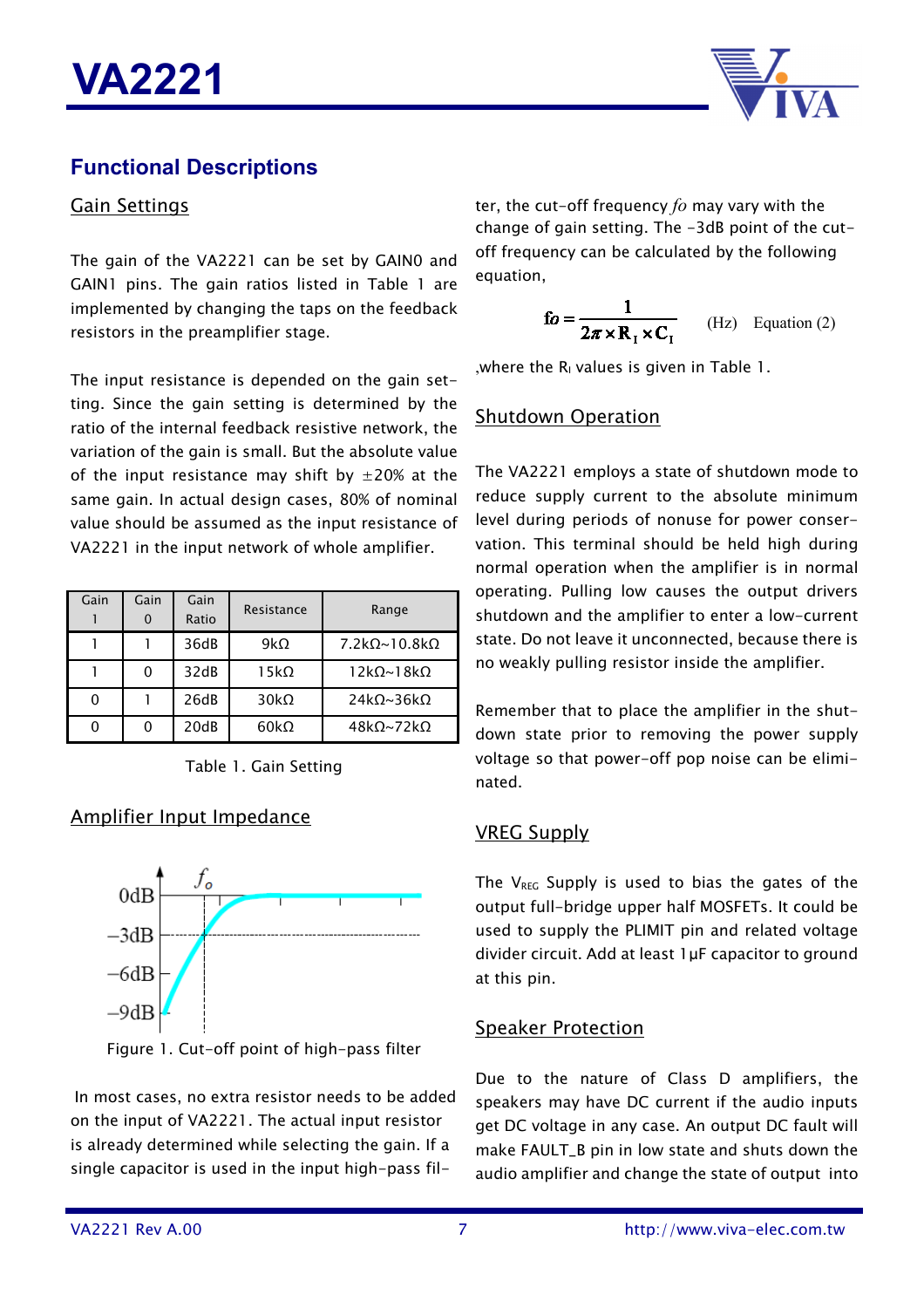## Functional Descriptions

### Gain Settings

The gain of the VA2221 can be set by GAIN0 and GAIN1 pins. The gain ratios listed in Table 1 are implemented by changing the taps on the feedback resistors in the preamplifier stage.

The input resistance is depended on the gain setting. Since the gain setting is determined by the ratio of the internal feedback resistive network, the variation of the gain is small. But the absolute value of the input resistance may shift by ±20% at the same gain. In actual design cases, 80% of nominal value should be assumed as the input resistance of VA2221 in the input network of whole amplifier.

| Gain 1 | Gain 0 | Gain Ratio | Resistance | Range |
|---|---|---|---|---|
| 1 | 1 | 36dB | 9kΩ | 7.2kΩ~10.8kΩ |
| 1 | 0 | 32dB | 15kΩ | 12kΩ~18kΩ |
| 0 | 1 | 26dB | 30kΩ | 24kΩ~36kΩ |
| 0 | 0 | 20dB | 60kΩ | 48kΩ~72kΩ |

Table 1. Gain Setting

### Amplifier Input Impedance

Figure 1. Cut-off point of high-pass filter

In most cases, no extra resistor needs to be added on the input of VA2221. The actual input resistor is already determined while selecting the gain. If a single capacitor is used in the input high-pass filter, the cut-off frequency $fo$ may vary with the change of gain setting. The -3dB point of the cut-off frequency can be calculated by the following equation,

$$fo = \frac{1}{2\pi \times R_I \times C_I} \quad \text{(Hz)} \quad \text{Equation (2)}$$

,where the $R_I$ values is given in Table 1.

### Shutdown Operation

The VA2221 employs a state of shutdown mode to reduce supply current to the absolute minimum level during periods of nonuse for power conservation. This terminal should be held high during normal operation when the amplifier is in normal operating. Pulling low causes the output drivers shutdown and the amplifier to enter a low-current state. Do not leave it unconnected, because there is no weakly pulling resistor inside the amplifier.

Remember that to place the amplifier in the shutdown state prior to removing the power supply voltage so that power-off pop noise can be eliminated.

### VREG Supply

The $V_{REG}$ Supply is used to bias the gates of the output full-bridge upper half MOSFETs. It could be used to supply the PLIMIT pin and related voltage divider circuit. Add at least 1μF capacitor to ground at this pin.

### Speaker Protection

Due to the nature of Class D amplifiers, the speakers may have DC current if the audio inputs get DC voltage in any case. An output DC fault will make FAULT_B pin in low state and shuts down the audio amplifier and change the state of output into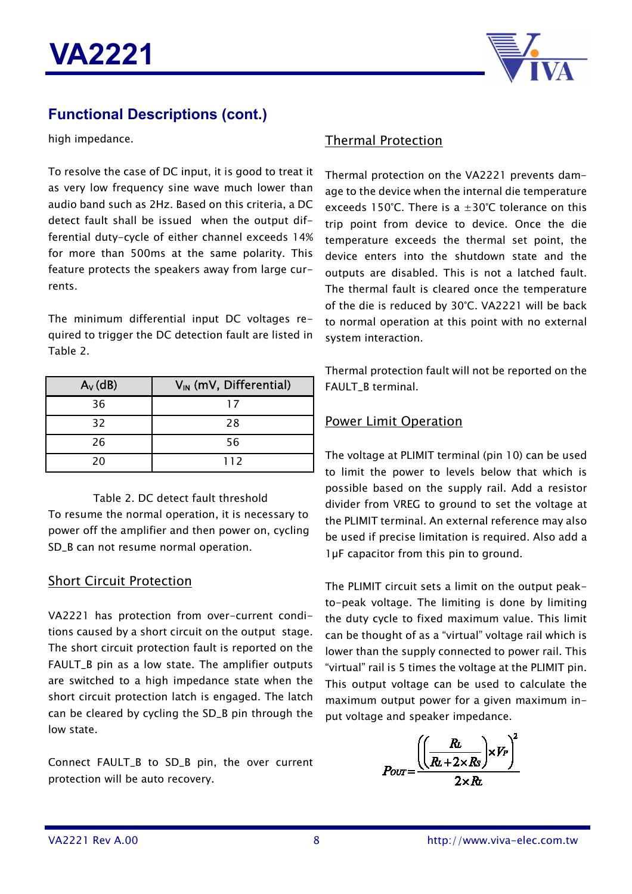## Functional Descriptions (cont.)

high impedance.

To resolve the case of DC input, it is good to treat it as very low frequency sine wave much lower than audio band such as 2Hz. Based on this criteria, a DC detect fault shall be issued when the output differential duty-cycle of either channel exceeds 14% for more than 500ms at the same polarity. This feature protects the speakers away from large currents.

The minimum differential input DC voltages required to trigger the DC detection fault are listed in Table 2.

| $A_V$ (dB) | $V_{IN}$ (mV, Differential) |
|---|---|
| 36 | 17 |
| 32 | 28 |
| 26 | 56 |
| 20 | 112 |

Table 2. DC detect fault threshold

To resume the normal operation, it is necessary to power off the amplifier and then power on, cycling SD_B can not resume normal operation.

### Short Circuit Protection

VA2221 has protection from over-current conditions caused by a short circuit on the output stage. The short circuit protection fault is reported on the FAULT_B pin as a low state. The amplifier outputs are switched to a high impedance state when the short circuit protection latch is engaged. The latch can be cleared by cycling the SD_B pin through the low state.

Connect FAULT_B to SD_B pin, the over current protection will be auto recovery.

### Thermal Protection

Thermal protection on the VA2221 prevents damage to the device when the internal die temperature exceeds 150°C. There is a ±30°C tolerance on this trip point from device to device. Once the die temperature exceeds the thermal set point, the device enters into the shutdown state and the outputs are disabled. This is not a latched fault. The thermal fault is cleared once the temperature of the die is reduced by 30°C. VA2221 will be back to normal operation at this point with no external system interaction.

Thermal protection fault will not be reported on the FAULT_B terminal.

### Power Limit Operation

The voltage at PLIMIT terminal (pin 10) can be used to limit the power to levels below that which is possible based on the supply rail. Add a resistor divider from VREG to ground to set the voltage at the PLIMIT terminal. An external reference may also be used if precise limitation is required. Also add a 1μF capacitor from this pin to ground.

The PLIMIT circuit sets a limit on the output peak-to-peak voltage. The limiting is done by limiting the duty cycle to fixed maximum value. This limit can be thought of as a "virtual" voltage rail which is lower than the supply connected to power rail. This "virtual" rail is 5 times the voltage at the PLIMIT pin. This output voltage can be used to calculate the maximum output power for a given maximum input voltage and speaker impedance.

$$P_{OUT} = \frac{\left(\left(\frac{R_L}{R_L + 2 \times R_S}\right) \times V_P\right)^2}{2 \times R_L}$$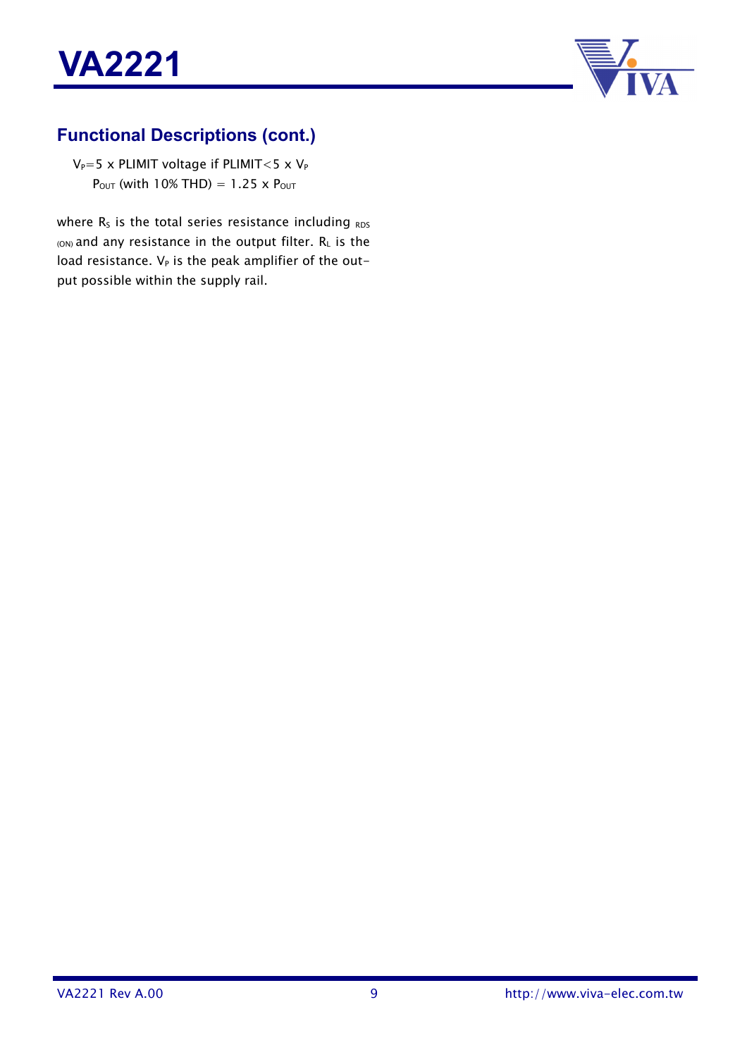## Functional Descriptions (cont.)

$V_P$=5 x PLIMIT voltage if PLIMIT<5 x $V_P$

$P_{OUT}$ (with 10% THD) = 1.25 x $P_{OUT}$

where $R_S$ is the total series resistance including $_{RDS\ (ON)}$ and any resistance in the output filter. $R_L$ is the load resistance. $V_P$ is the peak amplifier of the output possible within the supply rail.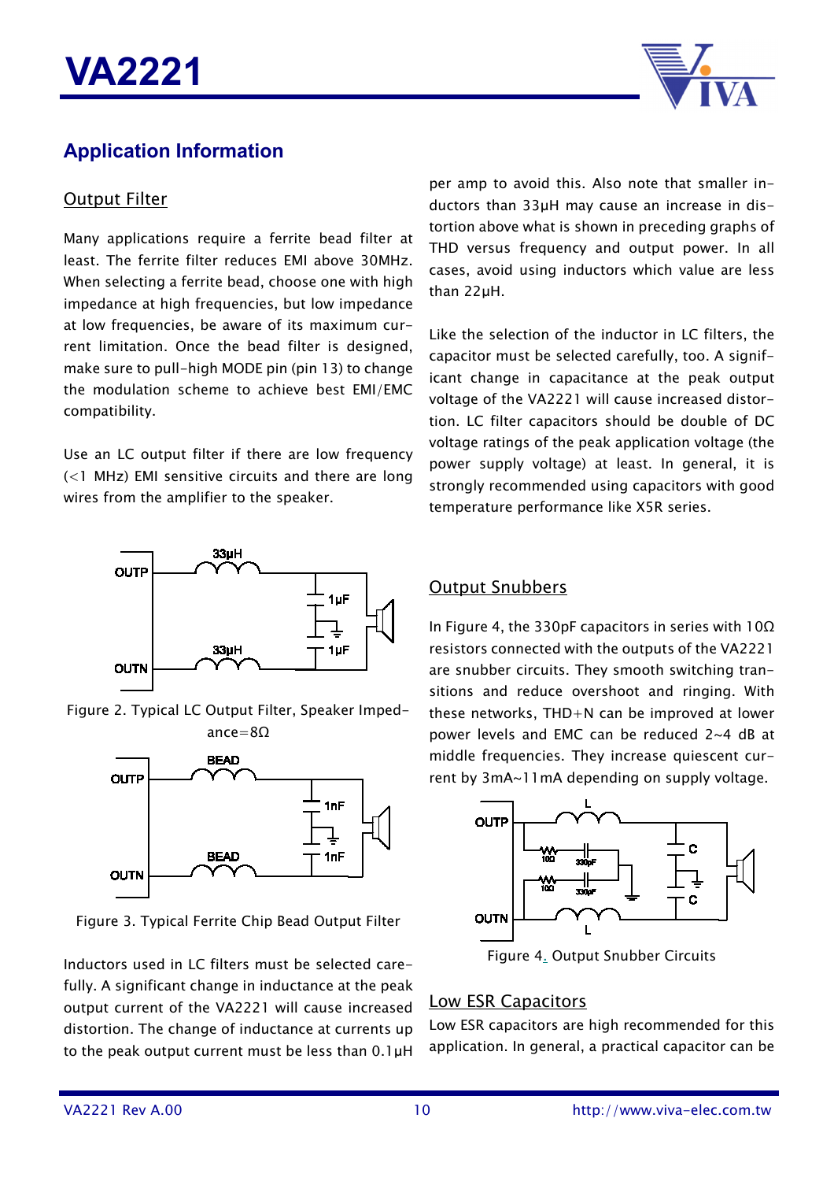## Application Information

### Output Filter

Many applications require a ferrite bead filter at least. The ferrite filter reduces EMI above 30MHz. When selecting a ferrite bead, choose one with high impedance at high frequencies, but low impedance at low frequencies, be aware of its maximum current limitation. Once the bead filter is designed, make sure to pull-high MODE pin (pin 13) to change the modulation scheme to achieve best EMI/EMC compatibility.

Use an LC output filter if there are low frequency (<1 MHz) EMI sensitive circuits and there are long wires from the amplifier to the speaker.

Figure 2. Typical LC Output Filter, Speaker Impedance=8Ω

Figure 3. Typical Ferrite Chip Bead Output Filter

Inductors used in LC filters must be selected carefully. A significant change in inductance at the peak output current of the VA2221 will cause increased distortion. The change of inductance at currents up to the peak output current must be less than 0.1μH per amp to avoid this. Also note that smaller inductors than 33μH may cause an increase in distortion above what is shown in preceding graphs of THD versus frequency and output power. In all cases, avoid using inductors which value are less than 22μH.

Like the selection of the inductor in LC filters, the capacitor must be selected carefully, too. A significant change in capacitance at the peak output voltage of the VA2221 will cause increased distortion. LC filter capacitors should be double of DC voltage ratings of the peak application voltage (the power supply voltage) at least. In general, it is strongly recommended using capacitors with good temperature performance like X5R series.

### Output Snubbers

In Figure 4, the 330pF capacitors in series with 10Ω resistors connected with the outputs of the VA2221 are snubber circuits. They smooth switching transitions and reduce overshoot and ringing. With these networks, THD+N can be improved at lower power levels and EMC can be reduced 2~4 dB at middle frequencies. They increase quiescent current by 3mA~11mA depending on supply voltage.

Figure 4. Output Snubber Circuits

### Low ESR Capacitors

Low ESR capacitors are high recommended for this application. In general, a practical capacitor can be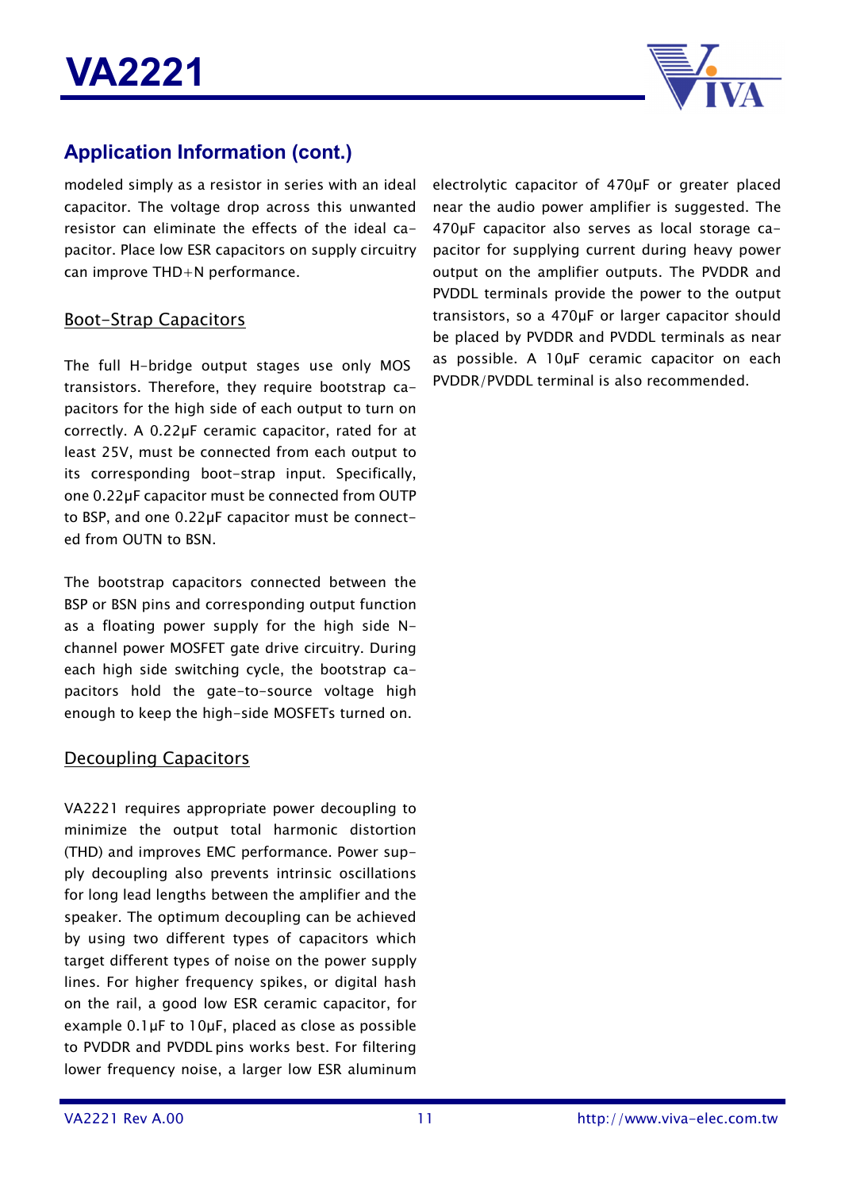## Application Information (cont.)

modeled simply as a resistor in series with an ideal capacitor. The voltage drop across this unwanted resistor can eliminate the effects of the ideal capacitor. Place low ESR capacitors on supply circuitry can improve THD+N performance.

### Boot-Strap Capacitors

The full H-bridge output stages use only MOS transistors. Therefore, they require bootstrap capacitors for the high side of each output to turn on correctly. A 0.22μF ceramic capacitor, rated for at least 25V, must be connected from each output to its corresponding boot-strap input. Specifically, one 0.22μF capacitor must be connected from OUTP to BSP, and one 0.22μF capacitor must be connected from OUTN to BSN.

The bootstrap capacitors connected between the BSP or BSN pins and corresponding output function as a floating power supply for the high side N-channel power MOSFET gate drive circuitry. During each high side switching cycle, the bootstrap capacitors hold the gate-to-source voltage high enough to keep the high-side MOSFETs turned on.

### Decoupling Capacitors

VA2221 requires appropriate power decoupling to minimize the output total harmonic distortion (THD) and improves EMC performance. Power supply decoupling also prevents intrinsic oscillations for long lead lengths between the amplifier and the speaker. The optimum decoupling can be achieved by using two different types of capacitors which target different types of noise on the power supply lines. For higher frequency spikes, or digital hash on the rail, a good low ESR ceramic capacitor, for example 0.1μF to 10μF, placed as close as possible to PVDDR and PVDDL pins works best. For filtering lower frequency noise, a larger low ESR aluminum electrolytic capacitor of 470μF or greater placed near the audio power amplifier is suggested. The 470μF capacitor also serves as local storage capacitor for supplying current during heavy power output on the amplifier outputs. The PVDDR and PVDDL terminals provide the power to the output transistors, so a 470μF or larger capacitor should be placed by PVDDR and PVDDL terminals as near as possible. A 10μF ceramic capacitor on each PVDDR/PVDDL terminal is also recommended.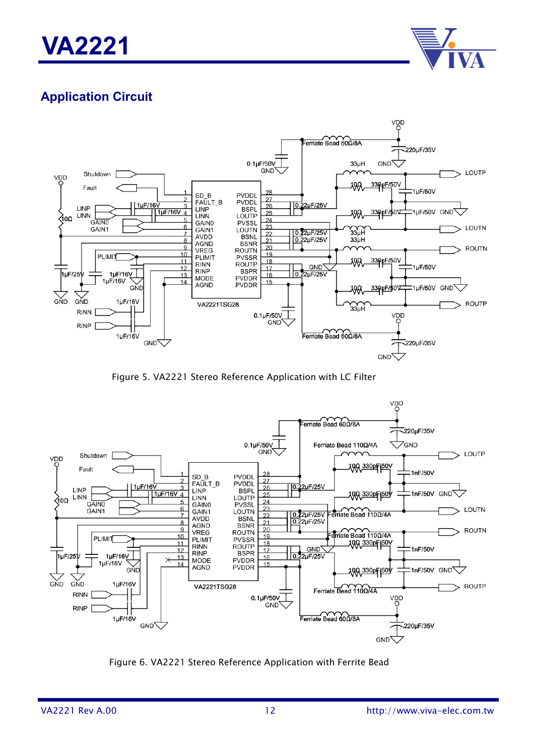## Application Circuit

Figure 5. VA2221 Stereo Reference Application with LC Filter

Figure 6. VA2221 Stereo Reference Application with Ferrite Bead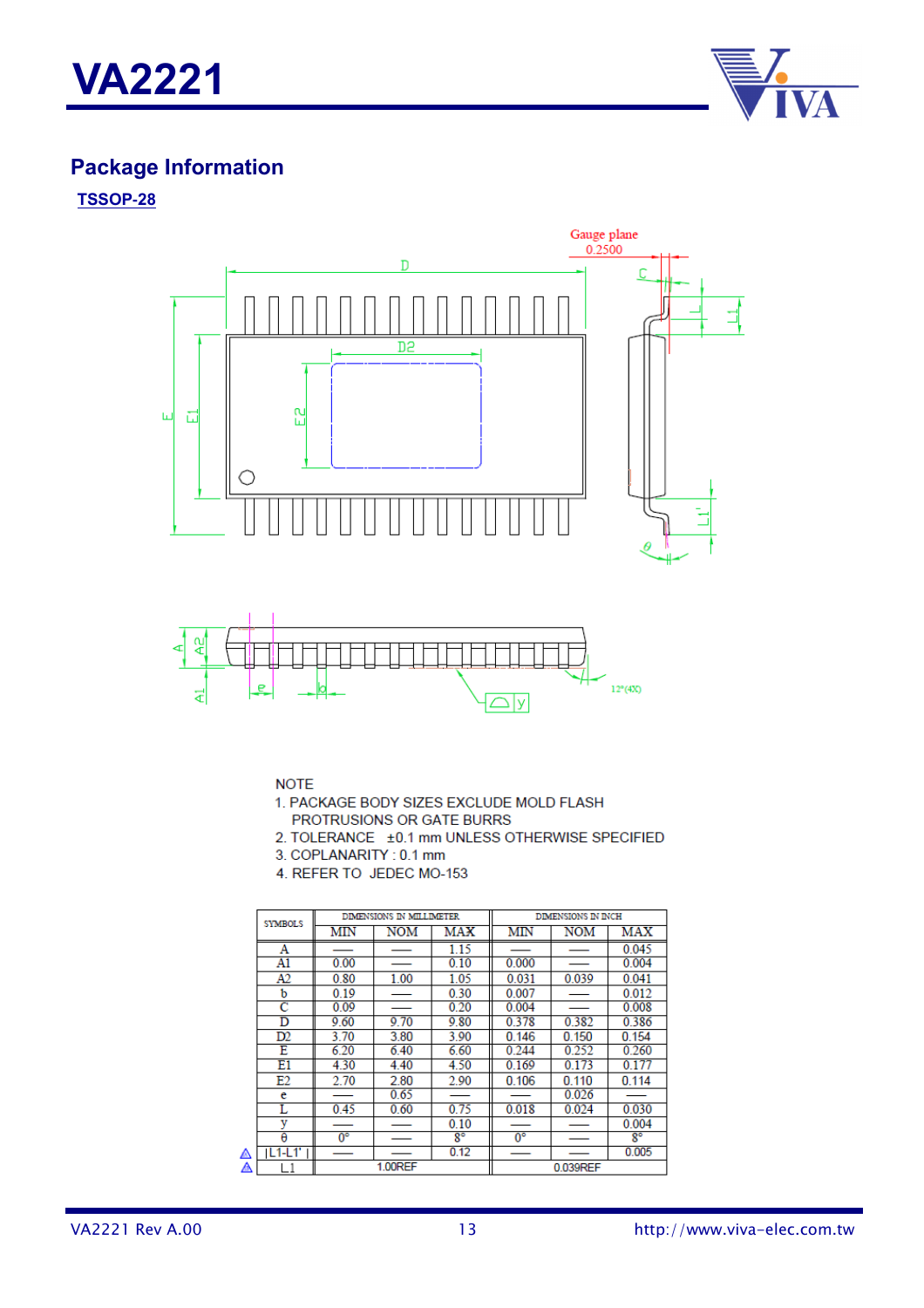## Package Information

**TSSOP-28**

NOTE

1. PACKAGE BODY SIZES EXCLUDE MOLD FLASH PROTRUSIONS OR GATE BURRS
2. TOLERANCE ±0.1 mm UNLESS OTHERWISE SPECIFIED
3. COPLANARITY : 0.1 mm
4. REFER TO JEDEC MO-153

| SYMBOLS | DIMENSIONS IN MILLIMETER | | | DIMENSIONS IN INCH | | |
|---|---|---|---|---|---|---|
| | MIN | NOM | MAX | MIN | NOM | MAX |
| A | — | — | 1.15 | — | — | 0.045 |
| A1 | 0.00 | — | 0.10 | 0.000 | — | 0.004 |
| A2 | 0.80 | 1.00 | 1.05 | 0.031 | 0.039 | 0.041 |
| b | 0.19 | — | 0.30 | 0.007 | — | 0.012 |
| C | 0.09 | — | 0.20 | 0.004 | — | 0.008 |
| D | 9.60 | 9.70 | 9.80 | 0.378 | 0.382 | 0.386 |
| D2 | 3.70 | 3.80 | 3.90 | 0.146 | 0.150 | 0.154 |
| E | 6.20 | 6.40 | 6.60 | 0.244 | 0.252 | 0.260 |
| E1 | 4.30 | 4.40 | 4.50 | 0.169 | 0.173 | 0.177 |
| E2 | 2.70 | 2.80 | 2.90 | 0.106 | 0.110 | 0.114 |
| e | — | 0.65 | — | — | 0.026 | — |
| L | 0.45 | 0.60 | 0.75 | 0.018 | 0.024 | 0.030 |
| y | — | — | 0.10 | — | — | 0.004 |
| θ | 0° | — | 8° | 0° | — | 8° |
| \|L1-L1'\| | — | — | 0.12 | — | — | 0.005 |
| L1 | 1.00REF | | | 0.039REF | | |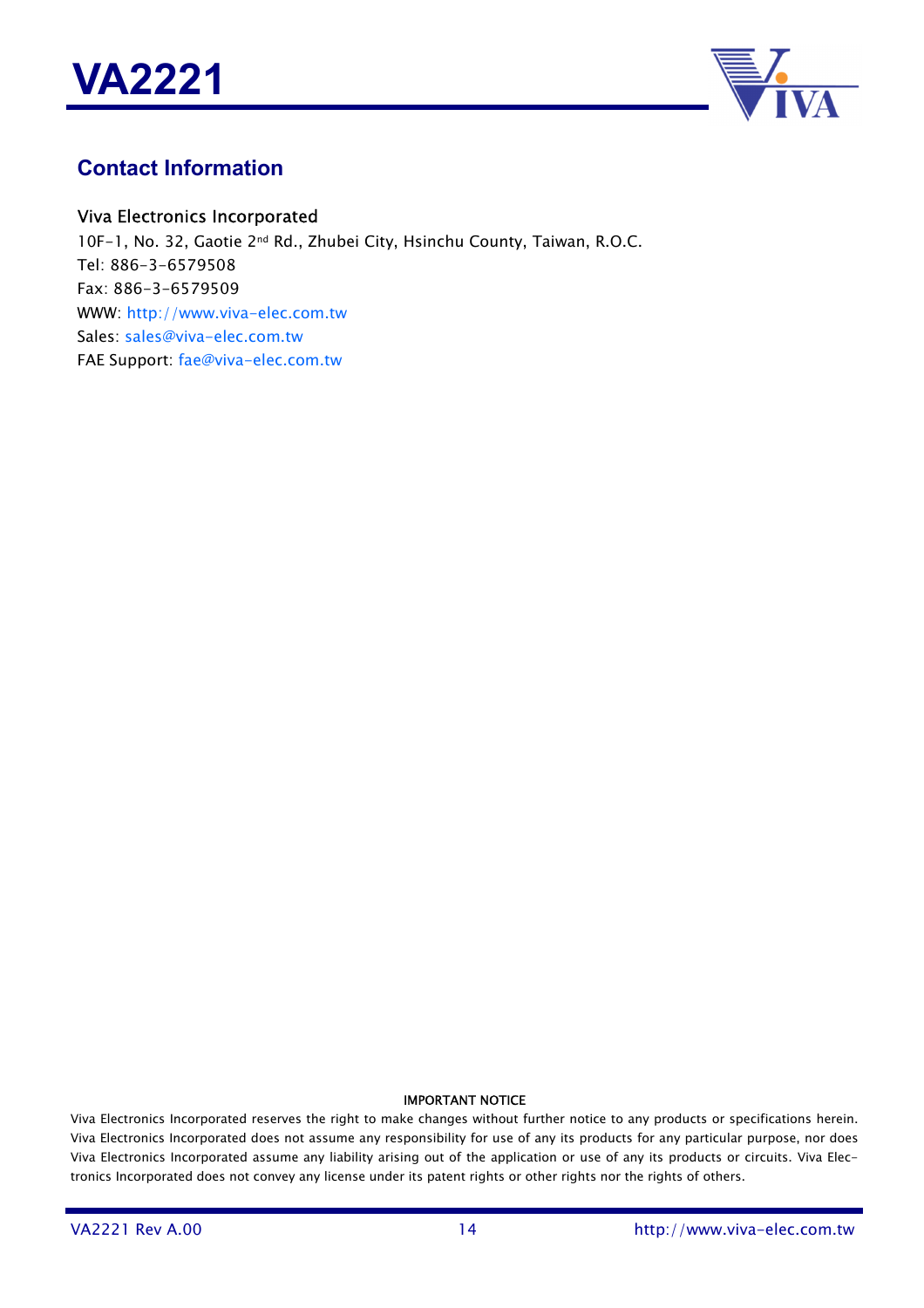## Contact Information

**Viva Electronics Incorporated**

10F-1, No. 32, Gaotie 2nd Rd., Zhubei City, Hsinchu County, Taiwan, R.O.C.
Tel: 886-3-6579508
Fax: 886-3-6579509
WWW: http://www.viva-elec.com.tw
Sales: sales@viva-elec.com.tw
FAE Support: fae@viva-elec.com.tw

**IMPORTANT NOTICE**

Viva Electronics Incorporated reserves the right to make changes without further notice to any products or specifications herein. Viva Electronics Incorporated does not assume any responsibility for use of any its products for any particular purpose, nor does Viva Electronics Incorporated assume any liability arising out of the application or use of any its products or circuits. Viva Electronics Incorporated does not convey any license under its patent rights or other rights nor the rights of others.